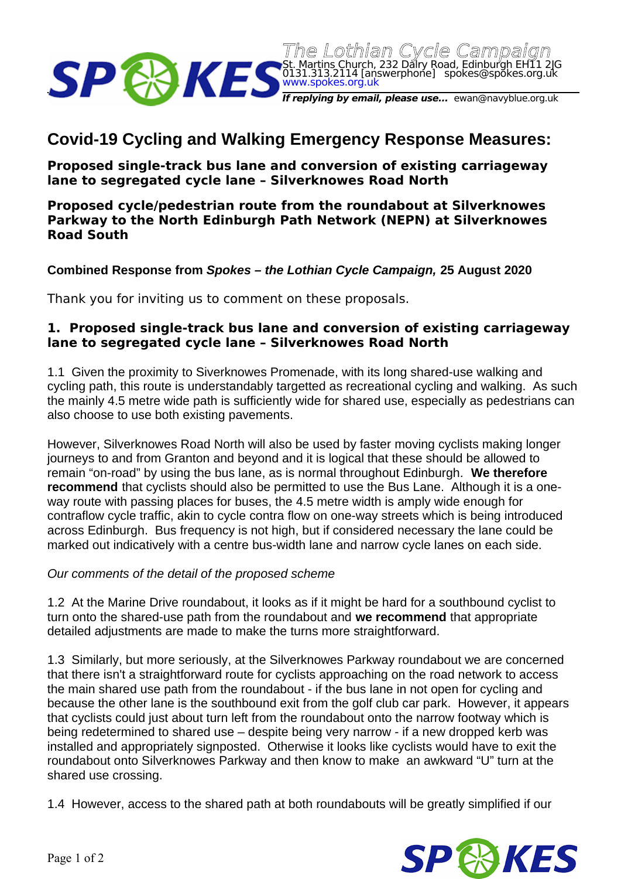SPOKES

The Lothian Cycle Campaign
St. Martins Church, 232 Dalry Road, Edinburgh EH11 2JG
0131.313.2114 [answerphone] spokes@spokes.org.uk
www.spokes.org.uk

**If replying by email, please use...** ewan@navyblue.org.uk

# Covid-19 Cycling and Walking Emergency Response Measures:

**Proposed single-track bus lane and conversion of existing carriageway lane to segregated cycle lane – Silverknowes Road North**

**Proposed cycle/pedestrian route from the roundabout at Silverknowes Parkway to the North Edinburgh Path Network (NEPN) at Silverknowes Road South**

**Combined Response from *Spokes – the Lothian Cycle Campaign,* 25 August 2020**

Thank you for inviting us to comment on these proposals.

## 1. Proposed single-track bus lane and conversion of existing carriageway lane to segregated cycle lane – Silverknowes Road North

1.1 Given the proximity to Siverknowes Promenade, with its long shared-use walking and cycling path, this route is understandably targetted as recreational cycling and walking. As such the mainly 4.5 metre wide path is sufficiently wide for shared use, especially as pedestrians can also choose to use both existing pavements.

However, Silverknowes Road North will also be used by faster moving cyclists making longer journeys to and from Granton and beyond and it is logical that these should be allowed to remain "on-road" by using the bus lane, as is normal throughout Edinburgh. **We therefore recommend** that cyclists should also be permitted to use the Bus Lane. Although it is a one-way route with passing places for buses, the 4.5 metre width is amply wide enough for contraflow cycle traffic, akin to cycle contra flow on one-way streets which is being introduced across Edinburgh. Bus frequency is not high, but if considered necessary the lane could be marked out indicatively with a centre bus-width lane and narrow cycle lanes on each side.

*Our comments of the detail of the proposed scheme*

1.2 At the Marine Drive roundabout, it looks as if it might be hard for a southbound cyclist to turn onto the shared-use path from the roundabout and **we recommend** that appropriate detailed adjustments are made to make the turns more straightforward.

1.3 Similarly, but more seriously, at the Silverknowes Parkway roundabout we are concerned that there isn't a straightforward route for cyclists approaching on the road network to access the main shared use path from the roundabout - if the bus lane in not open for cycling and because the other lane is the southbound exit from the golf club car park. However, it appears that cyclists could just about turn left from the roundabout onto the narrow footway which is being redetermined to shared use – despite being very narrow - if a new dropped kerb was installed and appropriately signposted. Otherwise it looks like cyclists would have to exit the roundabout onto Silverknowes Parkway and then know to make an awkward "U" turn at the shared use crossing.

1.4 However, access to the shared path at both roundabouts will be greatly simplified if our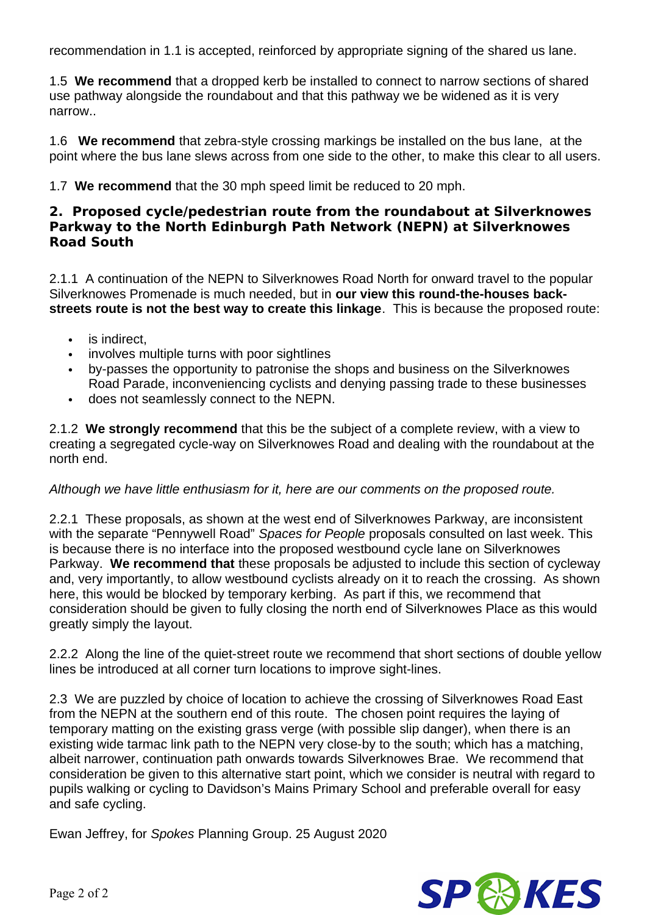recommendation in 1.1 is accepted, reinforced by appropriate signing of the shared us lane.

1.5 **We recommend** that a dropped kerb be installed to connect to narrow sections of shared use pathway alongside the roundabout and that this pathway we be widened as it is very narrow..

1.6 **We recommend** that zebra-style crossing markings be installed on the bus lane, at the point where the bus lane slews across from one side to the other, to make this clear to all users.

1.7 **We recommend** that the 30 mph speed limit be reduced to 20 mph.

## 2. Proposed cycle/pedestrian route from the roundabout at Silverknowes Parkway to the North Edinburgh Path Network (NEPN) at Silverknowes Road South

2.1.1 A continuation of the NEPN to Silverknowes Road North for onward travel to the popular Silverknowes Promenade is much needed, but in **our view this round-the-houses back-streets route is not the best way to create this linkage**. This is because the proposed route:

- is indirect,
- involves multiple turns with poor sightlines
- by-passes the opportunity to patronise the shops and business on the Silverknowes Road Parade, inconveniencing cyclists and denying passing trade to these businesses
- does not seamlessly connect to the NEPN.

2.1.2 **We strongly recommend** that this be the subject of a complete review, with a view to creating a segregated cycle-way on Silverknowes Road and dealing with the roundabout at the north end.

*Although we have little enthusiasm for it, here are our comments on the proposed route.*

2.2.1 These proposals, as shown at the west end of Silverknowes Parkway, are inconsistent with the separate "Pennywell Road" *Spaces for People* proposals consulted on last week. This is because there is no interface into the proposed westbound cycle lane on Silverknowes Parkway. **We recommend that** these proposals be adjusted to include this section of cycleway and, very importantly, to allow westbound cyclists already on it to reach the crossing. As shown here, this would be blocked by temporary kerbing. As part if this, we recommend that consideration should be given to fully closing the north end of Silverknowes Place as this would greatly simply the layout.

2.2.2 Along the line of the quiet-street route we recommend that short sections of double yellow lines be introduced at all corner turn locations to improve sight-lines.

2.3 We are puzzled by choice of location to achieve the crossing of Silverknowes Road East from the NEPN at the southern end of this route. The chosen point requires the laying of temporary matting on the existing grass verge (with possible slip danger), when there is an existing wide tarmac link path to the NEPN very close-by to the south; which has a matching, albeit narrower, continuation path onwards towards Silverknowes Brae. We recommend that consideration be given to this alternative start point, which we consider is neutral with regard to pupils walking or cycling to Davidson's Mains Primary School and preferable overall for easy and safe cycling.

Ewan Jeffrey, for *Spokes* Planning Group. 25 August 2020